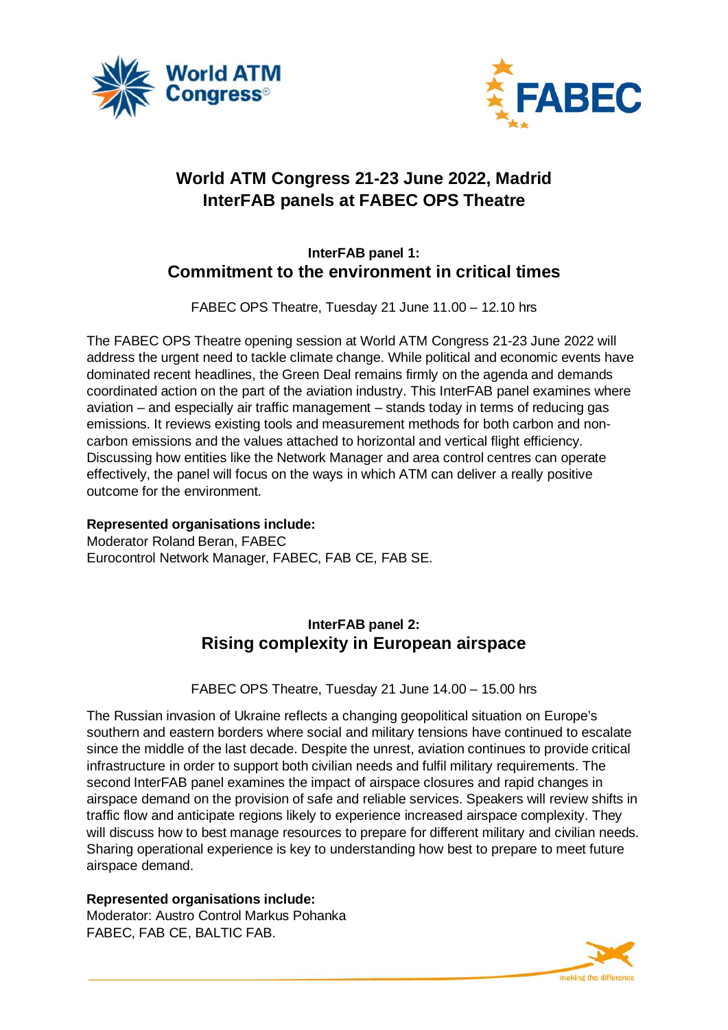# World ATM Congress 21-23 June 2022, Madrid
# InterFAB panels at FABEC OPS Theatre

### InterFAB panel 1:
## Commitment to the environment in critical times

FABEC OPS Theatre, Tuesday 21 June 11.00 – 12.10 hrs

The FABEC OPS Theatre opening session at World ATM Congress 21-23 June 2022 will address the urgent need to tackle climate change. While political and economic events have dominated recent headlines, the Green Deal remains firmly on the agenda and demands coordinated action on the part of the aviation industry. This InterFAB panel examines where aviation – and especially air traffic management – stands today in terms of reducing gas emissions. It reviews existing tools and measurement methods for both carbon and non-carbon emissions and the values attached to horizontal and vertical flight efficiency. Discussing how entities like the Network Manager and area control centres can operate effectively, the panel will focus on the ways in which ATM can deliver a really positive outcome for the environment.

**Represented organisations include:**
Moderator Roland Beran, FABEC
Eurocontrol Network Manager, FABEC, FAB CE, FAB SE.

### InterFAB panel 2:
## Rising complexity in European airspace

FABEC OPS Theatre, Tuesday 21 June 14.00 – 15.00 hrs

The Russian invasion of Ukraine reflects a changing geopolitical situation on Europe's southern and eastern borders where social and military tensions have continued to escalate since the middle of the last decade. Despite the unrest, aviation continues to provide critical infrastructure in order to support both civilian needs and fulfil military requirements. The second InterFAB panel examines the impact of airspace closures and rapid changes in airspace demand on the provision of safe and reliable services. Speakers will review shifts in traffic flow and anticipate regions likely to experience increased airspace complexity. They will discuss how to best manage resources to prepare for different military and civilian needs. Sharing operational experience is key to understanding how best to prepare to meet future airspace demand.

**Represented organisations include:**
Moderator: Austro Control Markus Pohanka
FABEC, FAB CE, BALTIC FAB.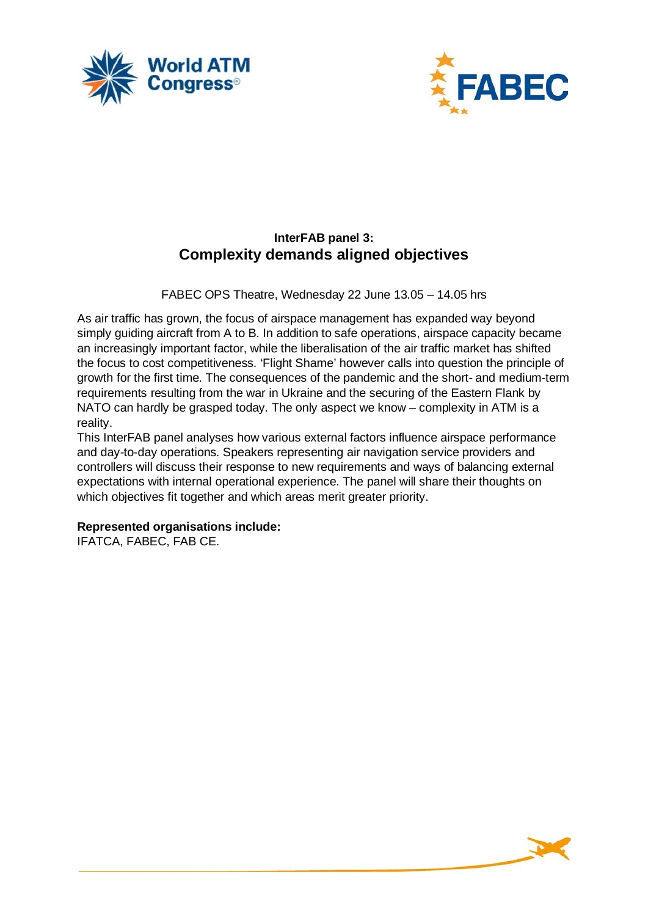## InterFAB panel 3:
# Complexity demands aligned objectives

FABEC OPS Theatre, Wednesday 22 June 13.05 – 14.05 hrs

As air traffic has grown, the focus of airspace management has expanded way beyond simply guiding aircraft from A to B. In addition to safe operations, airspace capacity became an increasingly important factor, while the liberalisation of the air traffic market has shifted the focus to cost competitiveness. 'Flight Shame' however calls into question the principle of growth for the first time. The consequences of the pandemic and the short- and medium-term requirements resulting from the war in Ukraine and the securing of the Eastern Flank by NATO can hardly be grasped today. The only aspect we know – complexity in ATM is a reality.

This InterFAB panel analyses how various external factors influence airspace performance and day-to-day operations. Speakers representing air navigation service providers and controllers will discuss their response to new requirements and ways of balancing external expectations with internal operational experience. The panel will share their thoughts on which objectives fit together and which areas merit greater priority.

**Represented organisations include:**
IFATCA, FABEC, FAB CE.